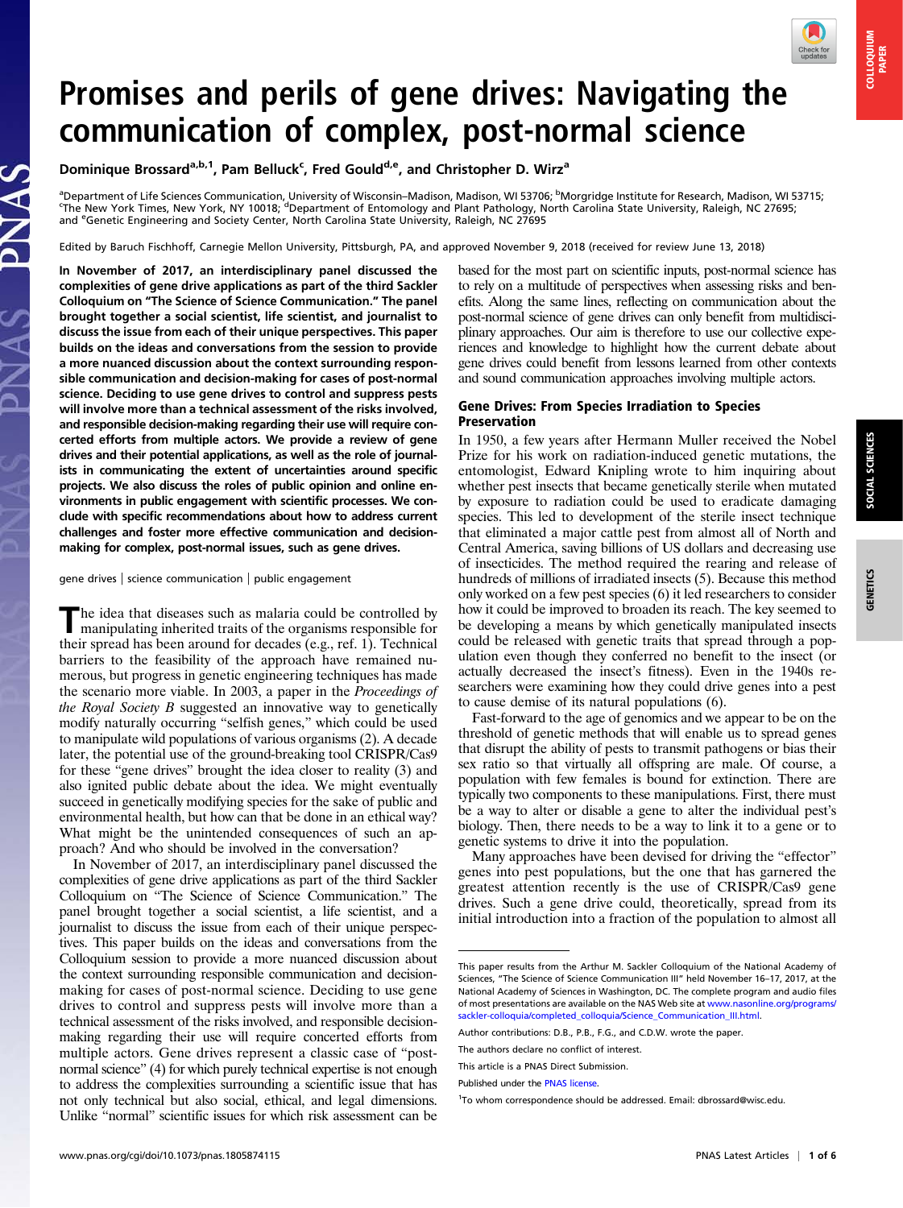# Promises and perils of gene drives: Navigating the communication of complex, post-normal science

Dominique Brossard[a,b,1], Pam Belluck[c], Fred Gould[d,e], and Christopher D. Wirz[a]

[a]Department of Life Sciences Communication, University of Wisconsin–Madison, Madison, WI 53706; [b]Morgridge Institute for Research, Madison, WI 53715; [c]The New York Times, New York, NY 10018; [d]Department of Entomology and Plant Pathology, North Carolina State University, Raleigh, NC 27695; and [e]Genetic Engineering and Society Center, North Carolina State University, Raleigh, NC 27695

Edited by Baruch Fischhoff, Carnegie Mellon University, Pittsburgh, PA, and approved November 9, 2018 (received for review June 13, 2018)

**In November of 2017, an interdisciplinary panel discussed the complexities of gene drive applications as part of the third Sackler Colloquium on "The Science of Science Communication." The panel brought together a social scientist, life scientist, and journalist to discuss the issue from each of their unique perspectives. This paper builds on the ideas and conversations from the session to provide a more nuanced discussion about the context surrounding responsible communication and decision-making for cases of post-normal science. Deciding to use gene drives to control and suppress pests will involve more than a technical assessment of the risks involved, and responsible decision-making regarding their use will require concerted efforts from multiple actors. We provide a review of gene drives and their potential applications, as well as the role of journalists in communicating the extent of uncertainties around specific projects. We also discuss the roles of public opinion and online environments in public engagement with scientific processes. We conclude with specific recommendations about how to address current challenges and foster more effective communication and decision-making for complex, post-normal issues, such as gene drives.**

gene drives | science communication | public engagement

The idea that diseases such as malaria could be controlled by manipulating inherited traits of the organisms responsible for their spread has been around for decades (e.g., ref. 1). Technical barriers to the feasibility of the approach have remained numerous, but progress in genetic engineering techniques has made the scenario more viable. In 2003, a paper in the *Proceedings of the Royal Society B* suggested an innovative way to genetically modify naturally occurring "selfish genes," which could be used to manipulate wild populations of various organisms (2). A decade later, the potential use of the ground-breaking tool CRISPR/Cas9 for these "gene drives" brought the idea closer to reality (3) and also ignited public debate about the idea. We might eventually succeed in genetically modifying species for the sake of public and environmental health, but how can that be done in an ethical way? What might be the unintended consequences of such an approach? And who should be involved in the conversation?

In November of 2017, an interdisciplinary panel discussed the complexities of gene drive applications as part of the third Sackler Colloquium on "The Science of Science Communication." The panel brought together a social scientist, a life scientist, and a journalist to discuss the issue from each of their unique perspectives. This paper builds on the ideas and conversations from the Colloquium session to provide a more nuanced discussion about the context surrounding responsible communication and decision-making for cases of post-normal science. Deciding to use gene drives to control and suppress pests will involve more than a technical assessment of the risks involved, and responsible decision-making regarding their use will require concerted efforts from multiple actors. Gene drives represent a classic case of "post-normal science" (4) for which purely technical expertise is not enough to address the complexities surrounding a scientific issue that has not only technical but also social, ethical, and legal dimensions. Unlike "normal" scientific issues for which risk assessment can be based for the most part on scientific inputs, post-normal science has to rely on a multitude of perspectives when assessing risks and benefits. Along the same lines, reflecting on communication about the post-normal science of gene drives can only benefit from multidisciplinary approaches. Our aim is therefore to use our collective experiences and knowledge to highlight how the current debate about gene drives could benefit from lessons learned from other contexts and sound communication approaches involving multiple actors.

## Gene Drives: From Species Irradiation to Species Preservation

In 1950, a few years after Hermann Muller received the Nobel Prize for his work on radiation-induced genetic mutations, the entomologist, Edward Knipling wrote to him inquiring about whether pest insects that became genetically sterile when mutated by exposure to radiation could be used to eradicate damaging species. This led to development of the sterile insect technique that eliminated a major cattle pest from almost all of North and Central America, saving billions of US dollars and decreasing use of insecticides. The method required the rearing and release of hundreds of millions of irradiated insects (5). Because this method only worked on a few pest species (6) it led researchers to consider how it could be improved to broaden its reach. The key seemed to be developing a means by which genetically manipulated insects could be released with genetic traits that spread through a population even though they conferred no benefit to the insect (or actually decreased the insect's fitness). Even in the 1940s researchers were examining how they could drive genes into a pest to cause demise of its natural populations (6).

Fast-forward to the age of genomics and we appear to be on the threshold of genetic methods that will enable us to spread genes that disrupt the ability of pests to transmit pathogens or bias their sex ratio so that virtually all offspring are male. Of course, a population with few females is bound for extinction. There are typically two components to these manipulations. First, there must be a way to alter or disable a gene to alter the individual pest's biology. Then, there needs to be a way to link it to a gene or to genetic systems to drive it into the population.

Many approaches have been devised for driving the "effector" genes into pest populations, but the one that has garnered the greatest attention recently is the use of CRISPR/Cas9 gene drives. Such a gene drive could, theoretically, spread from its initial introduction into a fraction of the population to almost all

---

This paper results from the Arthur M. Sackler Colloquium of the National Academy of Sciences, "The Science of Science Communication III" held November 16–17, 2017, at the National Academy of Sciences in Washington, DC. The complete program and audio files of most presentations are available on the NAS Web site at www.nasonline.org/programs/sackler-colloquia/completed_colloquia/Science_Communication_III.html.

Author contributions: D.B., P.B., F.G., and C.D.W. wrote the paper.

The authors declare no conflict of interest.

This article is a PNAS Direct Submission.

Published under the PNAS license.

[1]To whom correspondence should be addressed. Email: dbrossard@wisc.edu.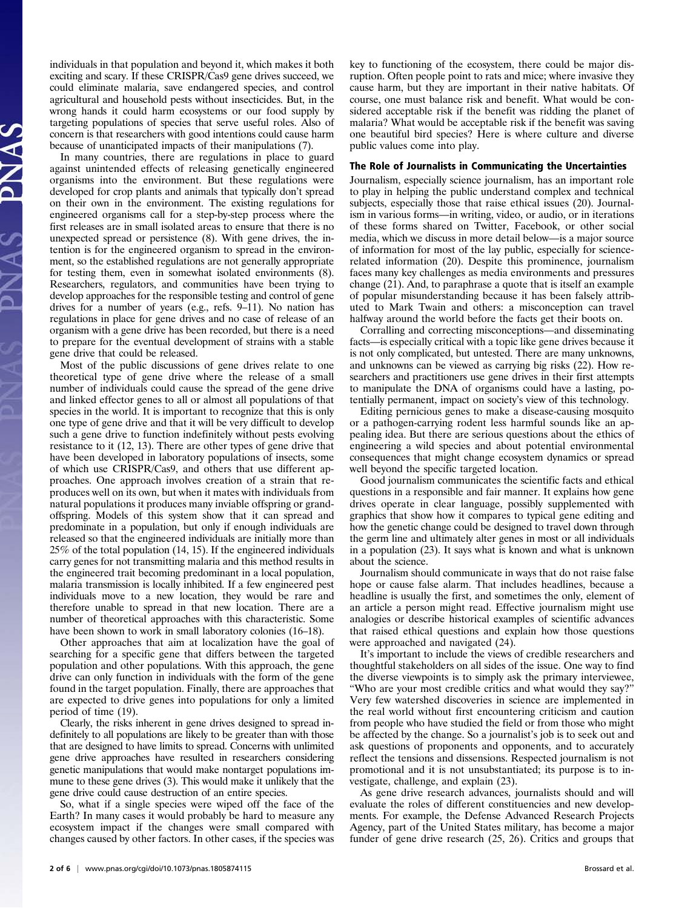individuals in that population and beyond it, which makes it both exciting and scary. If these CRISPR/Cas9 gene drives succeed, we could eliminate malaria, save endangered species, and control agricultural and household pests without insecticides. But, in the wrong hands it could harm ecosystems or our food supply by targeting populations of species that serve useful roles. Also of concern is that researchers with good intentions could cause harm because of unanticipated impacts of their manipulations (7).

In many countries, there are regulations in place to guard against unintended effects of releasing genetically engineered organisms into the environment. But these regulations were developed for crop plants and animals that typically don't spread on their own in the environment. The existing regulations for engineered organisms call for a step-by-step process where the first releases are in small isolated areas to ensure that there is no unexpected spread or persistence (8). With gene drives, the intention is for the engineered organism to spread in the environment, so the established regulations are not generally appropriate for testing them, even in somewhat isolated environments (8). Researchers, regulators, and communities have been trying to develop approaches for the responsible testing and control of gene drives for a number of years (e.g., refs. 9–11). No nation has regulations in place for gene drives and no case of release of an organism with a gene drive has been recorded, but there is a need to prepare for the eventual development of strains with a stable gene drive that could be released.

Most of the public discussions of gene drives relate to one theoretical type of gene drive where the release of a small number of individuals could cause the spread of the gene drive and linked effector genes to all or almost all populations of that species in the world. It is important to recognize that this is only one type of gene drive and that it will be very difficult to develop such a gene drive to function indefinitely without pests evolving resistance to it (12, 13). There are other types of gene drive that have been developed in laboratory populations of insects, some of which use CRISPR/Cas9, and others that use different approaches. One approach involves creation of a strain that reproduces well on its own, but when it mates with individuals from natural populations it produces many inviable offspring or grandoffspring. Models of this system show that it can spread and predominate in a population, but only if enough individuals are released so that the engineered individuals are initially more than 25% of the total population (14, 15). If the engineered individuals carry genes for not transmitting malaria and this method results in the engineered trait becoming predominant in a local population, malaria transmission is locally inhibited. If a few engineered pest individuals move to a new location, they would be rare and therefore unable to spread in that new location. There are a number of theoretical approaches with this characteristic. Some have been shown to work in small laboratory colonies (16–18).

Other approaches that aim at localization have the goal of searching for a specific gene that differs between the targeted population and other populations. With this approach, the gene drive can only function in individuals with the form of the gene found in the target population. Finally, there are approaches that are expected to drive genes into populations for only a limited period of time (19).

Clearly, the risks inherent in gene drives designed to spread indefinitely to all populations are likely to be greater than with those that are designed to have limits to spread. Concerns with unlimited gene drive approaches have resulted in researchers considering genetic manipulations that would make nontarget populations immune to these gene drives (3). This would make it unlikely that the gene drive could cause destruction of an entire species.

So, what if a single species were wiped off the face of the Earth? In many cases it would probably be hard to measure any ecosystem impact if the changes were small compared with changes caused by other factors. In other cases, if the species was key to functioning of the ecosystem, there could be major disruption. Often people point to rats and mice; where invasive they cause harm, but they are important in their native habitats. Of course, one must balance risk and benefit. What would be considered acceptable risk if the benefit was ridding the planet of malaria? What would be acceptable risk if the benefit was saving one beautiful bird species? Here is where culture and diverse public values come into play.

### The Role of Journalists in Communicating the Uncertainties

Journalism, especially science journalism, has an important role to play in helping the public understand complex and technical subjects, especially those that raise ethical issues (20). Journalism in various forms—in writing, video, or audio, or in iterations of these forms shared on Twitter, Facebook, or other social media, which we discuss in more detail below—is a major source of information for most of the lay public, especially for science-related information (20). Despite this prominence, journalism faces many key challenges as media environments and pressures change (21). And, to paraphrase a quote that is itself an example of popular misunderstanding because it has been falsely attributed to Mark Twain and others: a misconception can travel halfway around the world before the facts get their boots on.

Corralling and correcting misconceptions—and disseminating facts—is especially critical with a topic like gene drives because it is not only complicated, but untested. There are many unknowns, and unknowns can be viewed as carrying big risks (22). How researchers and practitioners use gene drives in their first attempts to manipulate the DNA of organisms could have a lasting, potentially permanent, impact on society's view of this technology.

Editing pernicious genes to make a disease-causing mosquito or a pathogen-carrying rodent less harmful sounds like an appealing idea. But there are serious questions about the ethics of engineering a wild species and about potential environmental consequences that might change ecosystem dynamics or spread well beyond the specific targeted location.

Good journalism communicates the scientific facts and ethical questions in a responsible and fair manner. It explains how gene drives operate in clear language, possibly supplemented with graphics that show how it compares to typical gene editing and how the genetic change could be designed to travel down through the germ line and ultimately alter genes in most or all individuals in a population (23). It says what is known and what is unknown about the science.

Journalism should communicate in ways that do not raise false hope or cause false alarm. That includes headlines, because a headline is usually the first, and sometimes the only, element of an article a person might read. Effective journalism might use analogies or describe historical examples of scientific advances that raised ethical questions and explain how those questions were approached and navigated (24).

It's important to include the views of credible researchers and thoughtful stakeholders on all sides of the issue. One way to find the diverse viewpoints is to simply ask the primary interviewee, "Who are your most credible critics and what would they say?" Very few watershed discoveries in science are implemented in the real world without first encountering criticism and caution from people who have studied the field or from those who might be affected by the change. So a journalist's job is to seek out and ask questions of proponents and opponents, and to accurately reflect the tensions and dissensions. Respected journalism is not promotional and it is not unsubstantiated; its purpose is to investigate, challenge, and explain (23).

As gene drive research advances, journalists should and will evaluate the roles of different constituencies and new developments. For example, the Defense Advanced Research Projects Agency, part of the United States military, has become a major funder of gene drive research (25, 26). Critics and groups that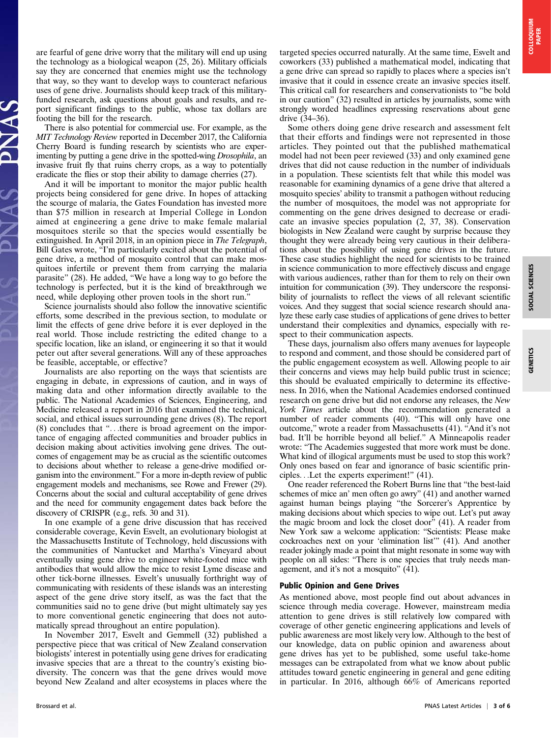are fearful of gene drive worry that the military will end up using the technology as a biological weapon (25, 26). Military officials say they are concerned that enemies might use the technology that way, so they want to develop ways to counteract nefarious uses of gene drive. Journalists should keep track of this military-funded research, ask questions about goals and results, and report significant findings to the public, whose tax dollars are footing the bill for the research.

There is also potential for commercial use. For example, as the *MIT Technology Review* reported in December 2017, the California Cherry Board is funding research by scientists who are experimenting by putting a gene drive in the spotted-wing *Drosophila*, an invasive fruit fly that ruins cherry crops, as a way to potentially eradicate the flies or stop their ability to damage cherries (27).

And it will be important to monitor the major public health projects being considered for gene drive. In hopes of attacking the scourge of malaria, the Gates Foundation has invested more than $75 million in research at Imperial College in London aimed at engineering a gene drive to make female malarial mosquitoes sterile so that the species would essentially be extinguished. In April 2018, in an opinion piece in *The Telegraph*, Bill Gates wrote, "I'm particularly excited about the potential of gene drive, a method of mosquito control that can make mosquitoes infertile or prevent them from carrying the malaria parasite" (28). He added, "We have a long way to go before the technology is perfected, but it is the kind of breakthrough we need, while deploying other proven tools in the short run."

Science journalists should also follow the innovative scientific efforts, some described in the previous section, to modulate or limit the effects of gene drive before it is ever deployed in the real world. Those include restricting the edited change to a specific location, like an island, or engineering it so that it would peter out after several generations. Will any of these approaches be feasible, acceptable, or effective?

Journalists are also reporting on the ways that scientists are engaging in debate, in expressions of caution, and in ways of making data and other information directly available to the public. The National Academies of Sciences, Engineering, and Medicine released a report in 2016 that examined the technical, social, and ethical issues surrounding gene drives (8). The report (8) concludes that "…there is broad agreement on the importance of engaging affected communities and broader publics in decision making about activities involving gene drives. The outcomes of engagement may be as crucial as the scientific outcomes to decisions about whether to release a gene-drive modified organism into the environment." For a more in-depth review of public engagement models and mechanisms, see Rowe and Frewer (29). Concerns about the social and cultural acceptability of gene drives and the need for community engagement dates back before the discovery of CRISPR (e.g., refs. 30 and 31).

In one example of a gene drive discussion that has received considerable coverage, Kevin Esvelt, an evolutionary biologist at the Massachusetts Institute of Technology, held discussions with the communities of Nantucket and Martha's Vineyard about eventually using gene drive to engineer white-footed mice with antibodies that would allow the mice to resist Lyme disease and other tick-borne illnesses. Esvelt's unusually forthright way of communicating with residents of these islands was an interesting aspect of the gene drive story itself, as was the fact that the communities said no to gene drive (but might ultimately say yes to more conventional genetic engineering that does not automatically spread throughout an entire population).

In November 2017, Esvelt and Gemmell (32) published a perspective piece that was critical of New Zealand conservation biologists' interest in potentially using gene drives for eradicating invasive species that are a threat to the country's existing biodiversity. The concern was that the gene drives would move beyond New Zealand and alter ecosystems in places where the targeted species occurred naturally. At the same time, Esvelt and coworkers (33) published a mathematical model, indicating that a gene drive can spread so rapidly to places where a species isn't invasive that it could in essence create an invasive species itself. This critical call for researchers and conservationists to "be bold in our caution" (32) resulted in articles by journalists, some with strongly worded headlines expressing reservations about gene drive (34–36).

Some others doing gene drive research and assessment felt that their efforts and findings were not represented in those articles. They pointed out that the published mathematical model had not been peer reviewed (33) and only examined gene drives that did not cause reduction in the number of individuals in a population. These scientists felt that while this model was reasonable for examining dynamics of a gene drive that altered a mosquito species' ability to transmit a pathogen without reducing the number of mosquitoes, the model was not appropriate for commenting on the gene drives designed to decrease or eradicate an invasive species population (2, 37, 38). Conservation biologists in New Zealand were caught by surprise because they thought they were already being very cautious in their deliberations about the possibility of using gene drives in the future. These case studies highlight the need for scientists to be trained in science communication to more effectively discuss and engage with various audiences, rather than for them to rely on their own intuition for communication (39). They underscore the responsibility of journalists to reflect the views of all relevant scientific voices. And they suggest that social science research should analyze these early case studies of applications of gene drives to better understand their complexities and dynamics, especially with respect to their communication aspects.

These days, journalism also offers many avenues for laypeople to respond and comment, and those should be considered part of the public engagement ecosystem as well. Allowing people to air their concerns and views may help build public trust in science; this should be evaluated empirically to determine its effectiveness. In 2016, when the National Academies endorsed continued research on gene drive but did not endorse any releases, the *New York Times* article about the recommendation generated a number of reader comments (40). "This will only have one outcome," wrote a reader from Massachusetts (41). "And it's not bad. It'll be horrible beyond all belief." A Minneapolis reader wrote: "The Academies suggested that more work must be done. What kind of illogical arguments must be used to stop this work? Only ones based on fear and ignorance of basic scientific principles…Let the experts experiment!" (41).

One reader referenced the Robert Burns line that "the best-laid schemes of mice an' men often go awry" (41) and another warned against human beings playing "the Sorcerer's Apprentice by making decisions about which species to wipe out. Let's put away the magic broom and lock the closet door" (41). A reader from New York saw a welcome application: "Scientists: Please make cockroaches next on your 'elimination list'" (41). And another reader jokingly made a point that might resonate in some way with people on all sides: "There is one species that truly needs management, and it's not a mosquito" (41).

## Public Opinion and Gene Drives

As mentioned above, most people find out about advances in science through media coverage. However, mainstream media attention to gene drives is still relatively low compared with coverage of other genetic engineering applications and levels of public awareness are most likely very low. Although to the best of our knowledge, data on public opinion and awareness about gene drives has yet to be published, some useful take-home messages can be extrapolated from what we know about public attitudes toward genetic engineering in general and gene editing in particular. In 2016, although 66% of Americans reported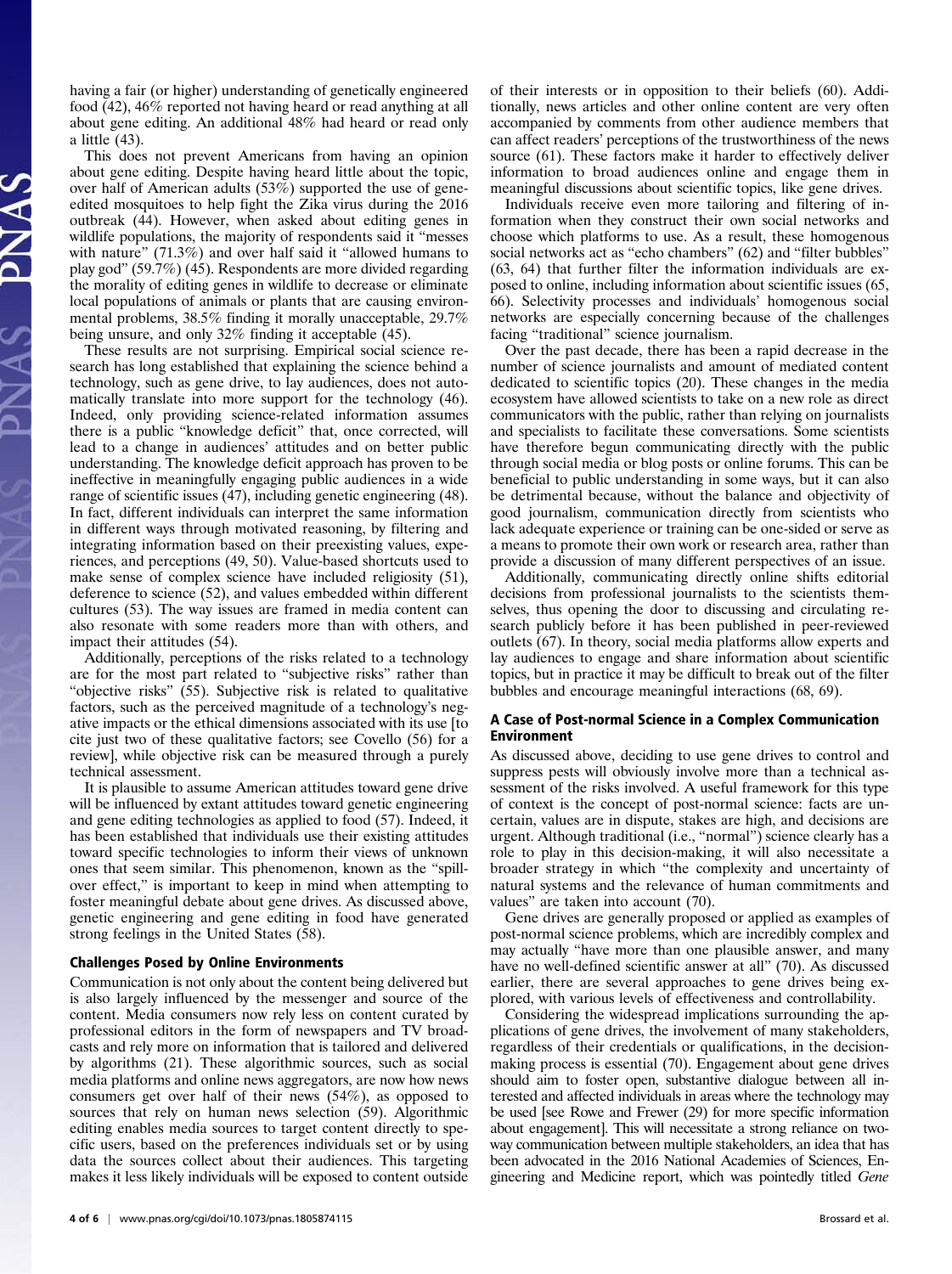having a fair (or higher) understanding of genetically engineered food (42), 46% reported not having heard or read anything at all about gene editing. An additional 48% had heard or read only a little (43).

This does not prevent Americans from having an opinion about gene editing. Despite having heard little about the topic, over half of American adults (53%) supported the use of gene-edited mosquitoes to help fight the Zika virus during the 2016 outbreak (44). However, when asked about editing genes in wildlife populations, the majority of respondents said it "messes with nature" (71.3%) and over half said it "allowed humans to play god" (59.7%) (45). Respondents are more divided regarding the morality of editing genes in wildlife to decrease or eliminate local populations of animals or plants that are causing environmental problems, 38.5% finding it morally unacceptable, 29.7% being unsure, and only 32% finding it acceptable (45).

These results are not surprising. Empirical social science research has long established that explaining the science behind a technology, such as gene drive, to lay audiences, does not automatically translate into more support for the technology (46). Indeed, only providing science-related information assumes there is a public "knowledge deficit" that, once corrected, will lead to a change in audiences' attitudes and on better public understanding. The knowledge deficit approach has proven to be ineffective in meaningfully engaging public audiences in a wide range of scientific issues (47), including genetic engineering (48). In fact, different individuals can interpret the same information in different ways through motivated reasoning, by filtering and integrating information based on their preexisting values, experiences, and perceptions (49, 50). Value-based shortcuts used to make sense of complex science have included religiosity (51), deference to science (52), and values embedded within different cultures (53). The way issues are framed in media content can also resonate with some readers more than with others, and impact their attitudes (54).

Additionally, perceptions of the risks related to a technology are for the most part related to "subjective risks" rather than "objective risks" (55). Subjective risk is related to qualitative factors, such as the perceived magnitude of a technology's negative impacts or the ethical dimensions associated with its use [to cite just two of these qualitative factors; see Covello (56) for a review], while objective risk can be measured through a purely technical assessment.

It is plausible to assume American attitudes toward gene drive will be influenced by extant attitudes toward genetic engineering and gene editing technologies as applied to food (57). Indeed, it has been established that individuals use their existing attitudes toward specific technologies to inform their views of unknown ones that seem similar. This phenomenon, known as the "spillover effect," is important to keep in mind when attempting to foster meaningful debate about gene drives. As discussed above, genetic engineering and gene editing in food have generated strong feelings in the United States (58).

## Challenges Posed by Online Environments

Communication is not only about the content being delivered but is also largely influenced by the messenger and source of the content. Media consumers now rely less on content curated by professional editors in the form of newspapers and TV broadcasts and rely more on information that is tailored and delivered by algorithms (21). These algorithmic sources, such as social media platforms and online news aggregators, are now how news consumers get over half of their news (54%), as opposed to sources that rely on human news selection (59). Algorithmic editing enables media sources to target content directly to specific users, based on the preferences individuals set or by using data the sources collect about their audiences. This targeting makes it less likely individuals will be exposed to content outside of their interests or in opposition to their beliefs (60). Additionally, news articles and other online content are very often accompanied by comments from other audience members that can affect readers' perceptions of the trustworthiness of the news source (61). These factors make it harder to effectively deliver information to broad audiences online and engage them in meaningful discussions about scientific topics, like gene drives.

Individuals receive even more tailoring and filtering of information when they construct their own social networks and choose which platforms to use. As a result, these homogenous social networks act as "echo chambers" (62) and "filter bubbles" (63, 64) that further filter the information individuals are exposed to online, including information about scientific issues (65, 66). Selectivity processes and individuals' homogenous social networks are especially concerning because of the challenges facing "traditional" science journalism.

Over the past decade, there has been a rapid decrease in the number of science journalists and amount of mediated content dedicated to scientific topics (20). These changes in the media ecosystem have allowed scientists to take on a new role as direct communicators with the public, rather than relying on journalists and specialists to facilitate these conversations. Some scientists have therefore begun communicating directly with the public through social media or blog posts or online forums. This can be beneficial to public understanding in some ways, but it can also be detrimental because, without the balance and objectivity of good journalism, communication directly from scientists who lack adequate experience or training can be one-sided or serve as a means to promote their own work or research area, rather than provide a discussion of many different perspectives of an issue.

Additionally, communicating directly online shifts editorial decisions from professional journalists to the scientists themselves, thus opening the door to discussing and circulating research publicly before it has been published in peer-reviewed outlets (67). In theory, social media platforms allow experts and lay audiences to engage and share information about scientific topics, but in practice it may be difficult to break out of the filter bubbles and encourage meaningful interactions (68, 69).

## A Case of Post-normal Science in a Complex Communication Environment

As discussed above, deciding to use gene drives to control and suppress pests will obviously involve more than a technical assessment of the risks involved. A useful framework for this type of context is the concept of post-normal science: facts are uncertain, values are in dispute, stakes are high, and decisions are urgent. Although traditional (i.e., "normal") science clearly has a role to play in this decision-making, it will also necessitate a broader strategy in which "the complexity and uncertainty of natural systems and the relevance of human commitments and values" are taken into account (70).

Gene drives are generally proposed or applied as examples of post-normal science problems, which are incredibly complex and may actually "have more than one plausible answer, and many have no well-defined scientific answer at all" (70). As discussed earlier, there are several approaches to gene drives being explored, with various levels of effectiveness and controllability.

Considering the widespread implications surrounding the applications of gene drives, the involvement of many stakeholders, regardless of their credentials or qualifications, in the decision-making process is essential (70). Engagement about gene drives should aim to foster open, substantive dialogue between all interested and affected individuals in areas where the technology may be used [see Rowe and Frewer (29) for more specific information about engagement]. This will necessitate a strong reliance on two-way communication between multiple stakeholders, an idea that has been advocated in the 2016 National Academies of Sciences, Engineering and Medicine report, which was pointedly titled *Gene*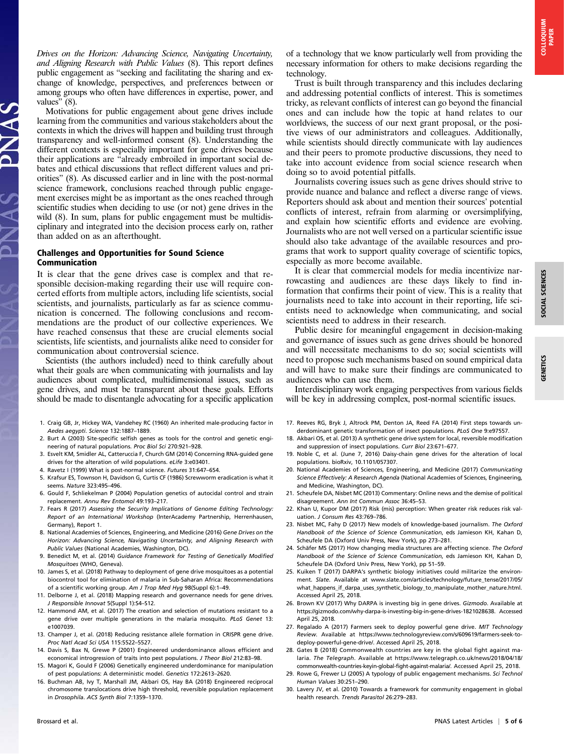*Drives on the Horizon: Advancing Science, Navigating Uncertainty, and Aligning Research with Public Values* (8). This report defines public engagement as "seeking and facilitating the sharing and exchange of knowledge, perspectives, and preferences between or among groups who often have differences in expertise, power, and values" (8).

Motivations for public engagement about gene drives include learning from the communities and various stakeholders about the contexts in which the drives will happen and building trust through transparency and well-informed consent (8). Understanding the different contexts is especially important for gene drives because their applications are "already embroiled in important social debates and ethical discussions that reflect different values and priorities" (8). As discussed earlier and in line with the post-normal science framework, conclusions reached through public engagement exercises might be as important as the ones reached through scientific studies when deciding to use (or not) gene drives in the wild (8). In sum, plans for public engagement must be multidisciplinary and integrated into the decision process early on, rather than added on as an afterthought.

## Challenges and Opportunities for Sound Science Communication

It is clear that the gene drives case is complex and that responsible decision-making regarding their use will require concerted efforts from multiple actors, including life scientists, social scientists, and journalists, particularly as far as science communication is concerned. The following conclusions and recommendations are the product of our collective experiences. We have reached consensus that these are crucial elements social scientists, life scientists, and journalists alike need to consider for communication about controversial science.

Scientists (the authors included) need to think carefully about what their goals are when communicating with journalists and lay audiences about complicated, multidimensional issues, such as gene drives, and must be transparent about these goals. Efforts should be made to disentangle advocating for a specific application of a technology that we know particularly well from providing the necessary information for others to make decisions regarding the technology.

Trust is built through transparency and this includes declaring and addressing potential conflicts of interest. This is sometimes tricky, as relevant conflicts of interest can go beyond the financial ones and can include how the topic at hand relates to our worldviews, the success of our next grant proposal, or the positive views of our administrators and colleagues. Additionally, while scientists should directly communicate with lay audiences and their peers to promote productive discussions, they need to take into account evidence from social science research when doing so to avoid potential pitfalls.

Journalists covering issues such as gene drives should strive to provide nuance and balance and reflect a diverse range of views. Reporters should ask about and mention their sources' potential conflicts of interest, refrain from alarming or oversimplifying, and explain how scientific efforts and evidence are evolving. Journalists who are not well versed on a particular scientific issue should also take advantage of the available resources and programs that work to support quality coverage of scientific topics, especially as more become available.

It is clear that commercial models for media incentivize narrowcasting and audiences are these days likely to find information that confirms their point of view. This is a reality that journalists need to take into account in their reporting, life scientists need to acknowledge when communicating, and social scientists need to address in their research.

Public desire for meaningful engagement in decision-making and governance of issues such as gene drives should be honored and will necessitate mechanisms to do so; social scientists will need to propose such mechanisms based on sound empirical data and will have to make sure their findings are communicated to audiences who can use them.

Interdisciplinary work engaging perspectives from various fields will be key in addressing complex, post-normal scientific issues.

1. Craig GB, Jr, Hickey WA, Vandehey RC (1960) An inherited male-producing factor in *Aedes aegypti*. *Science* 132:1887–1889.
2. Burt A (2003) Site-specific selfish genes as tools for the control and genetic engineering of natural populations. *Proc Biol Sci* 270:921–928.
3. Esvelt KM, Smidler AL, Catteruccia F, Church GM (2014) Concerning RNA-guided gene drives for the alteration of wild populations. *eLife* 3:e03401.
4. Ravetz I (1999) What is post-normal science. *Futures* 31:647–654.
5. Krafsur ES, Townson H, Davidson G, Curtis CF (1986) Screwworm eradication is what it seems. *Nature* 323:495–496.
6. Gould F, Schliekelman P (2004) Population genetics of autocidal control and strain replacement. *Annu Rev Entomol* 49:193–217.
7. Fears R (2017) *Assessing the Security Implications of Genome Editing Technology: Report of an International Workshop* (InterAcademy Partnership, Herrenhausen, Germany), Report 1.
8. National Academies of Sciences, Engineering, and Medicine (2016) *Gene Drives on the Horizon: Advancing Science, Navigating Uncertainty, and Aligning Research with Public Values* (National Academies, Washington, DC).
9. Benedict M, et al. (2014) *Guidance Framework for Testing of Genetically Modified Mosquitoes* (WHO, Geneva).
10. James S, et al. (2018) Pathway to deployment of gene drive mosquitoes as a potential biocontrol tool for elimination of malaria in Sub-Saharan Africa: Recommendations of a scientific working group. *Am J Trop Med Hyg* 98(Suppl 6):1–49.
11. Delborne J, et al. (2018) Mapping research and governance needs for gene drives. *J Responsible Innovat* 5(Suppl 1):S4–S12.
12. Hammond AM, et al. (2017) The creation and selection of mutations resistant to a gene drive over multiple generations in the malaria mosquito. *PLoS Genet* 13: e1007039.
13. Champer J, et al. (2018) Reducing resistance allele formation in CRISPR gene drive. *Proc Natl Acad Sci USA* 115:5522–5527.
14. Davis S, Bax N, Grewe P (2001) Engineered underdominance allows efficient and economical introgression of traits into pest populations. *J Theor Biol* 212:83–98.
15. Magori K, Gould F (2006) Genetically engineered underdominance for manipulation of pest populations: A deterministic model. *Genetics* 172:2613–2620.
16. Buchman AB, Ivy T, Marshall JM, Akbari OS, Hay BA (2018) Engineered reciprocal chromosome translocations drive high threshold, reversible population replacement in *Drosophila*. *ACS Synth Biol* 7:1359–1370.
17. Reeves RG, Bryk J, Altrock PM, Denton JA, Reed FA (2014) First steps towards underdominant genetic transformation of insect populations. *PLoS One* 9:e97557.
18. Akbari OS, et al. (2013) A synthetic gene drive system for local, reversible modification and suppression of insect populations. *Curr Biol* 23:671–677.
19. Noble C, et al. (June 7, 2016) Daisy-chain gene drives for the alteration of local populations. bioRxiv, 10.1101/057307.
20. National Academies of Sciences, Engineering, and Medicine (2017) *Communicating Science Effectively: A Research Agenda* (National Academies of Sciences, Engineering, and Medicine, Washington, DC).
21. Scheufele DA, Nisbet MC (2013) Commentary: Online news and the demise of political disagreement. *Ann Int Commun Assoc* 36:45–53.
22. Khan U, Kupor DM (2017) Risk (mis) perception: When greater risk reduces risk valuation. *J Consum Res* 43:769–786.
23. Nisbet MC, Fahy D (2017) New models of knowledge-based journalism. *The Oxford Handbook of the Science of Science Communication*, eds Jamieson KH, Kahan D, Scheufele DA (Oxford Univ Press, New York), pp 273–281.
24. Schäfer MS (2017) How changing media structures are affecting science. *The Oxford Handbook of the Science of Science Communication*, eds Jamieson KH, Kahan D, Scheufele DA (Oxford Univ Press, New York), pp 51–59.
25. Kuiken T (2017) DARPA's synthetic biology initiatives could militarize the environment. *Slate*. Available at www.slate.com/articles/technology/future_tense/2017/05/what_happens_if_darpa_uses_synthetic_biology_to_manipulate_mother_nature.html. Accessed April 25, 2018.
26. Brown KV (2017) Why DARPA is investing big in gene drives. *Gizmodo*. Available at https://gizmodo.com/why-darpa-is-investing-big-in-gene-drives-1821028638. Accessed April 25, 2018.
27. Regalado A (2017) Farmers seek to deploy powerful gene drive. *MIT Technology Review*. Available at https://www.technologyreview.com/s/609619/farmers-seek-to-deploy-powerful-gene-drive/. Accessed April 25, 2018.
28. Gates B (2018) Commonwealth countries are key in the global fight against malaria. *The Telegraph*. Available at https://www.telegraph.co.uk/news/2018/04/18/commonwealth-countries-keyin-global-fight-against-malaria/. Accessed April 25, 2018.
29. Rowe G, Frewer LJ (2005) A typology of public engagement mechanisms. *Sci Technol Human Values* 30:251–290.
30. Lavery JV, et al. (2010) Towards a framework for community engagement in global health research. *Trends Parasitol* 26:279–283.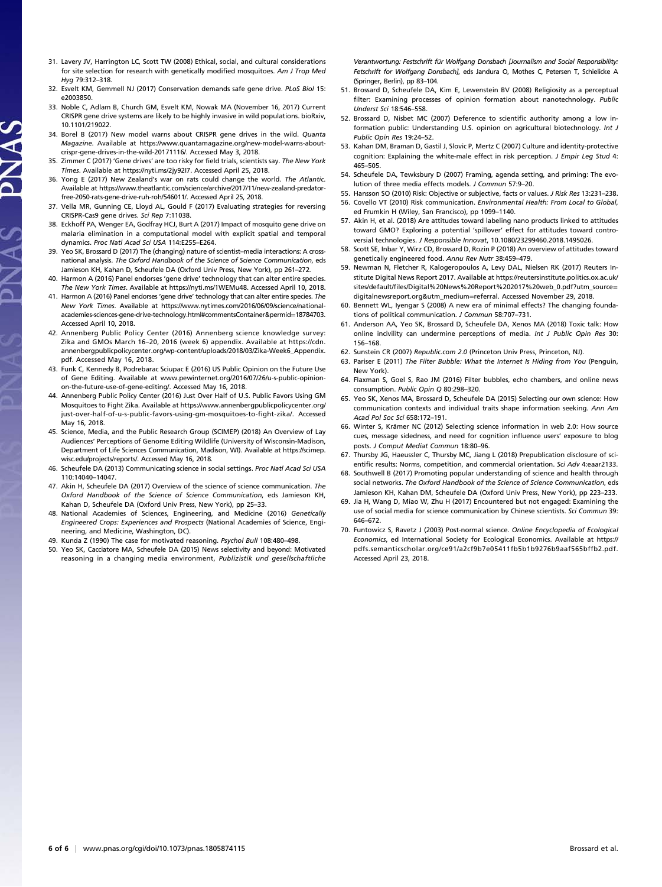31. Lavery JV, Harrington LC, Scott TW (2008) Ethical, social, and cultural considerations for site selection for research with genetically modified mosquitoes. *Am J Trop Med Hyg* 79:312–318.
32. Esvelt KM, Gemmell NJ (2017) Conservation demands safe gene drive. *PLoS Biol* 15: e2003850.
33. Noble C, Adlam B, Church GM, Esvelt KM, Nowak MA (November 16, 2017) Current CRISPR gene drive systems are likely to be highly invasive in wild populations. bioRxiv, 10.1101/219022.
34. Borel B (2017) New model warns about CRISPR gene drives in the wild. *Quanta Magazine*. Available at https://www.quantamagazine.org/new-model-warns-about-crispr-gene-drives-in-the-wild-20171116/. Accessed May 3, 2018.
35. Zimmer C (2017) 'Gene drives' are too risky for field trials, scientists say. *The New York Times*. Available at https://nyti.ms/2jy92l7. Accessed April 25, 2018.
36. Yong E (2017) New Zealand's war on rats could change the world. *The Atlantic*. Available at https://www.theatlantic.com/science/archive/2017/11/new-zealand-predator-free-2050-rats-gene-drive-ruh-roh/546011/. Accessed April 25, 2018.
37. Vella MR, Gunning CE, Lloyd AL, Gould F (2017) Evaluating strategies for reversing CRISPR-Cas9 gene drives. *Sci Rep* 7:11038.
38. Eckhoff PA, Wenger EA, Godfray HCJ, Burt A (2017) Impact of mosquito gene drive on malaria elimination in a computational model with explicit spatial and temporal dynamics. *Proc Natl Acad Sci USA* 114:E255–E264.
39. Yeo SK, Brossard D (2017) The (changing) nature of scientist–media interactions: A cross-national analysis. *The Oxford Handbook of the Science of Science Communication*, eds Jamieson KH, Kahan D, Scheufele DA (Oxford Univ Press, New York), pp 261–272.
40. Harmon A (2016) Panel endorses 'gene drive' technology that can alter entire species. *The New York Times*. Available at https://nyti.ms/1WEMu48. Accessed April 10, 2018.
41. Harmon A (2016) Panel endorses 'gene drive' technology that can alter entire species. *The New York Times*. Available at https://www.nytimes.com/2016/06/09/science/national-academies-sciences-gene-drive-technology.html#commentsContainer&permid=18784703. Accessed April 10, 2018.
42. Annenberg Public Policy Center (2016) Annenberg science knowledge survey: Zika and GMOs March 16–20, 2016 (week 6) appendix. Available at https://cdn.annenbergpublicpolicycenter.org/wp-content/uploads/2018/03/Zika-Week6_Appendix.pdf. Accessed May 16, 2018.
43. Funk C, Kennedy B, Podrebarac Sciupac E (2016) US Public Opinion on the Future Use of Gene Editing. Available at www.pewinternet.org/2016/07/26/u-s-public-opinion-on-the-future-use-of-gene-editing/. Accessed May 16, 2018.
44. Annenberg Public Policy Center (2016) Just Over Half of U.S. Public Favors Using GM Mosquitoes to Fight Zika. Available at https://www.annenbergpublicpolicycenter.org/just-over-half-of-u-s-public-favors-using-gm-mosquitoes-to-fight-zika/. Accessed May 16, 2018.
45. Science, Media, and the Public Research Group (SCIMEP) (2018) An Overview of Lay Audiences' Perceptions of Genome Editing Wildlife (University of Wisconsin-Madison, Department of Life Sciences Communication, Madison, WI). Available at https://scimep.wisc.edu/projects/reports/. Accessed May 16, 2018.
46. Scheufele DA (2013) Communicating science in social settings. *Proc Natl Acad Sci USA* 110:14040–14047.
47. Akin H, Scheufele DA (2017) Overview of the science of science communication. *The Oxford Handbook of the Science of Science Communication*, eds Jamieson KH, Kahan D, Scheufele DA (Oxford Univ Press, New York), pp 25–33.
48. National Academies of Sciences, Engineering, and Medicine (2016) *Genetically Engineered Crops: Experiences and Prospects* (National Academies of Science, Engineering, and Medicine, Washington, DC).
49. Kunda Z (1990) The case for motivated reasoning. *Psychol Bull* 108:480–498.
50. Yeo SK, Cacciatore MA, Scheufele DA (2015) News selectivity and beyond: Motivated reasoning in a changing media environment, *Publizistik und gesellschaftliche Verantwortung: Festschrift für Wolfgang Donsbach [Journalism and Social Responsibility: Fetschrift for Wolfgang Donsbach]*, eds Jandura O, Mothes C, Petersen T, Schielicke A (Springer, Berlin), pp 83–104.
51. Brossard D, Scheufele DA, Kim E, Lewenstein BV (2008) Religiosity as a perceptual filter: Examining processes of opinion formation about nanotechnology. *Public Underst Sci* 18:546–558.
52. Brossard D, Nisbet MC (2007) Deference to scientific authority among a low information public: Understanding U.S. opinion on agricultural biotechnology. *Int J Public Opin Res* 19:24–52.
53. Kahan DM, Braman D, Gastil J, Slovic P, Mertz C (2007) Culture and identity-protective cognition: Explaining the white-male effect in risk perception. *J Empir Leg Stud* 4: 465–505.
54. Scheufele DA, Tewksbury D (2007) Framing, agenda setting, and priming: The evolution of three media effects models. *J Commun* 57:9–20.
55. Hansson SO (2010) Risk: Objective or subjective, facts or values. *J Risk Res* 13:231–238.
56. Covello VT (2010) Risk communication. *Environmental Health: From Local to Global*, ed Frumkin H (Wiley, San Francisco), pp 1099–1140.
57. Akin H, et al. (2018) Are attitudes toward labeling nano products linked to attitudes toward GMO? Exploring a potential 'spillover' effect for attitudes toward controversial technologies. *J Responsible Innovat*, 10.1080/23299460.2018.1495026.
58. Scott SE, Inbar Y, Wirz CD, Brossard D, Rozin P (2018) An overview of attitudes toward genetically engineered food. *Annu Rev Nutr* 38:459–479.
59. Newman N, Fletcher R, Kalogeropoulos A, Levy DAL, Nielsen RK (2017) Reuters Institute Digital News Report 2017. Available at https://reutersinstitute.politics.ox.ac.uk/sites/default/files/Digital%20News%20Report%202017%20web_0.pdf?utm_source=digitalnewsreport.org&utm_medium=referral. Accessed November 29, 2018.
60. Bennett WL, Iyengar S (2008) A new era of minimal effects? The changing foundations of political communication. *J Commun* 58:707–731.
61. Anderson AA, Yeo SK, Brossard D, Scheufele DA, Xenos MA (2018) Toxic talk: How online incivility can undermine perceptions of media. *Int J Public Opin Res* 30: 156–168.
62. Sunstein CR (2007) *Republic.com 2.0* (Princeton Univ Press, Princeton, NJ).
63. Pariser E (2011) *The Filter Bubble: What the Internet Is Hiding from You* (Penguin, New York).
64. Flaxman S, Goel S, Rao JM (2016) Filter bubbles, echo chambers, and online news consumption. *Public Opin Q* 80:298–320.
65. Yeo SK, Xenos MA, Brossard D, Scheufele DA (2015) Selecting our own science: How communication contexts and individual traits shape information seeking. *Ann Am Acad Pol Soc Sci* 658:172–191.
66. Winter S, Krämer NC (2012) Selecting science information in web 2.0: How source cues, message sidedness, and need for cognition influence users' exposure to blog posts. *J Comput Mediat Commun* 18:80–96.
67. Thursby JG, Haeussler C, Thursby MC, Jiang L (2018) Prepublication disclosure of scientific results: Norms, competition, and commercial orientation. *Sci Adv* 4:eaar2133.
68. Southwell B (2017) Promoting popular understanding of science and health through social networks. *The Oxford Handbook of the Science of Science Communication*, eds Jamieson KH, Kahan DM, Scheufele DA (Oxford Univ Press, New York), pp 223–233.
69. Jia H, Wang D, Miao W, Zhu H (2017) Encountered but not engaged: Examining the use of social media for science communication by Chinese scientists. *Sci Commun* 39: 646–672.
70. Funtowicz S, Ravetz J (2003) Post-normal science. *Online Encyclopedia of Ecological Economics*, ed International Society for Ecological Economics. Available at https://pdfs.semanticscholar.org/ce91/a2cf9b7e05411fb5b1b9276b9aaf565bffb2.pdf. Accessed April 23, 2018.